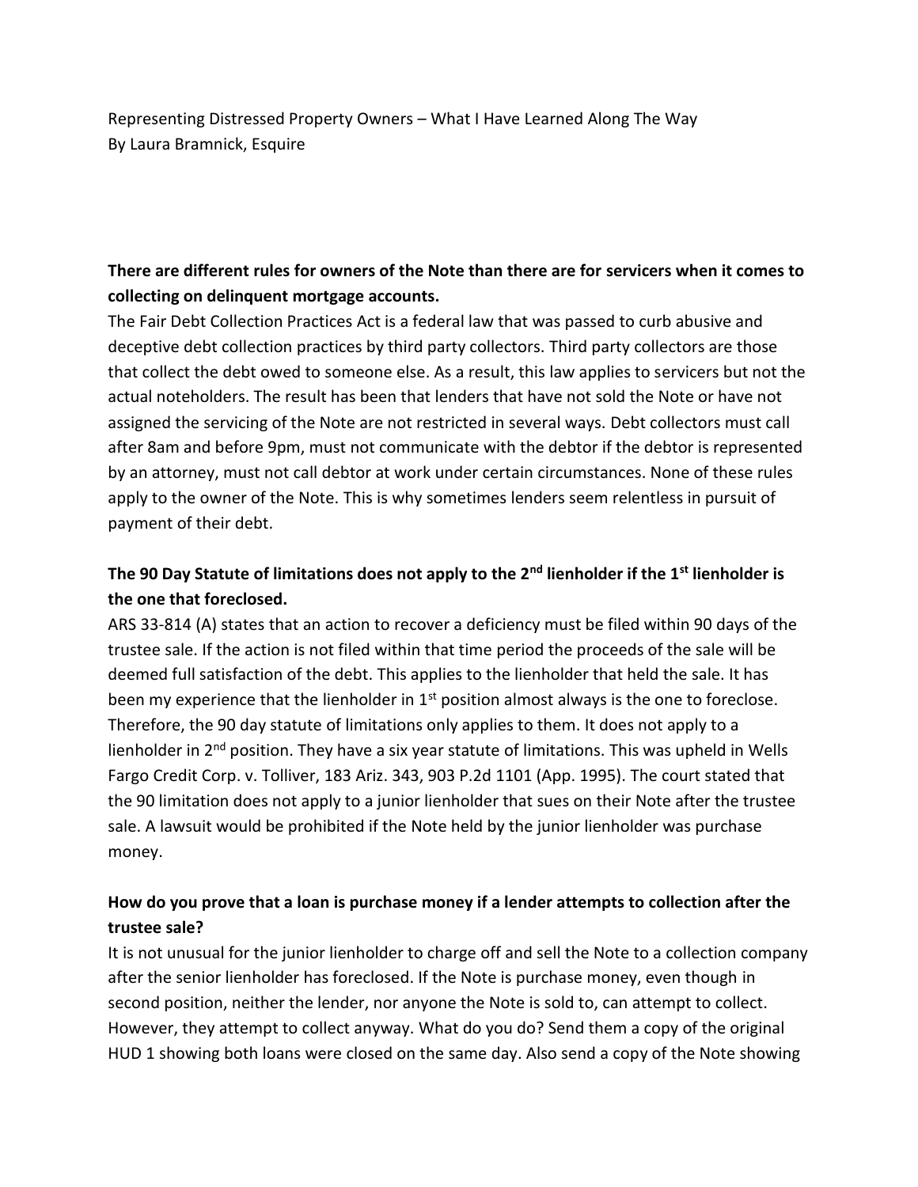Representing Distressed Property Owners – What I Have Learned Along The Way
By Laura Bramnick, Esquire

**There are different rules for owners of the Note than there are for servicers when it comes to collecting on delinquent mortgage accounts.**

The Fair Debt Collection Practices Act is a federal law that was passed to curb abusive and deceptive debt collection practices by third party collectors. Third party collectors are those that collect the debt owed to someone else. As a result, this law applies to servicers but not the actual noteholders. The result has been that lenders that have not sold the Note or have not assigned the servicing of the Note are not restricted in several ways. Debt collectors must call after 8am and before 9pm, must not communicate with the debtor if the debtor is represented by an attorney, must not call debtor at work under certain circumstances. None of these rules apply to the owner of the Note. This is why sometimes lenders seem relentless in pursuit of payment of their debt.

**The 90 Day Statute of limitations does not apply to the 2nd lienholder if the 1st lienholder is the one that foreclosed.**

ARS 33-814 (A) states that an action to recover a deficiency must be filed within 90 days of the trustee sale. If the action is not filed within that time period the proceeds of the sale will be deemed full satisfaction of the debt. This applies to the lienholder that held the sale. It has been my experience that the lienholder in 1st position almost always is the one to foreclose. Therefore, the 90 day statute of limitations only applies to them. It does not apply to a lienholder in 2nd position. They have a six year statute of limitations. This was upheld in Wells Fargo Credit Corp. v. Tolliver, 183 Ariz. 343, 903 P.2d 1101 (App. 1995). The court stated that the 90 limitation does not apply to a junior lienholder that sues on their Note after the trustee sale. A lawsuit would be prohibited if the Note held by the junior lienholder was purchase money.

**How do you prove that a loan is purchase money if a lender attempts to collection after the trustee sale?**

It is not unusual for the junior lienholder to charge off and sell the Note to a collection company after the senior lienholder has foreclosed. If the Note is purchase money, even though in second position, neither the lender, nor anyone the Note is sold to, can attempt to collect. However, they attempt to collect anyway. What do you do? Send them a copy of the original HUD 1 showing both loans were closed on the same day. Also send a copy of the Note showing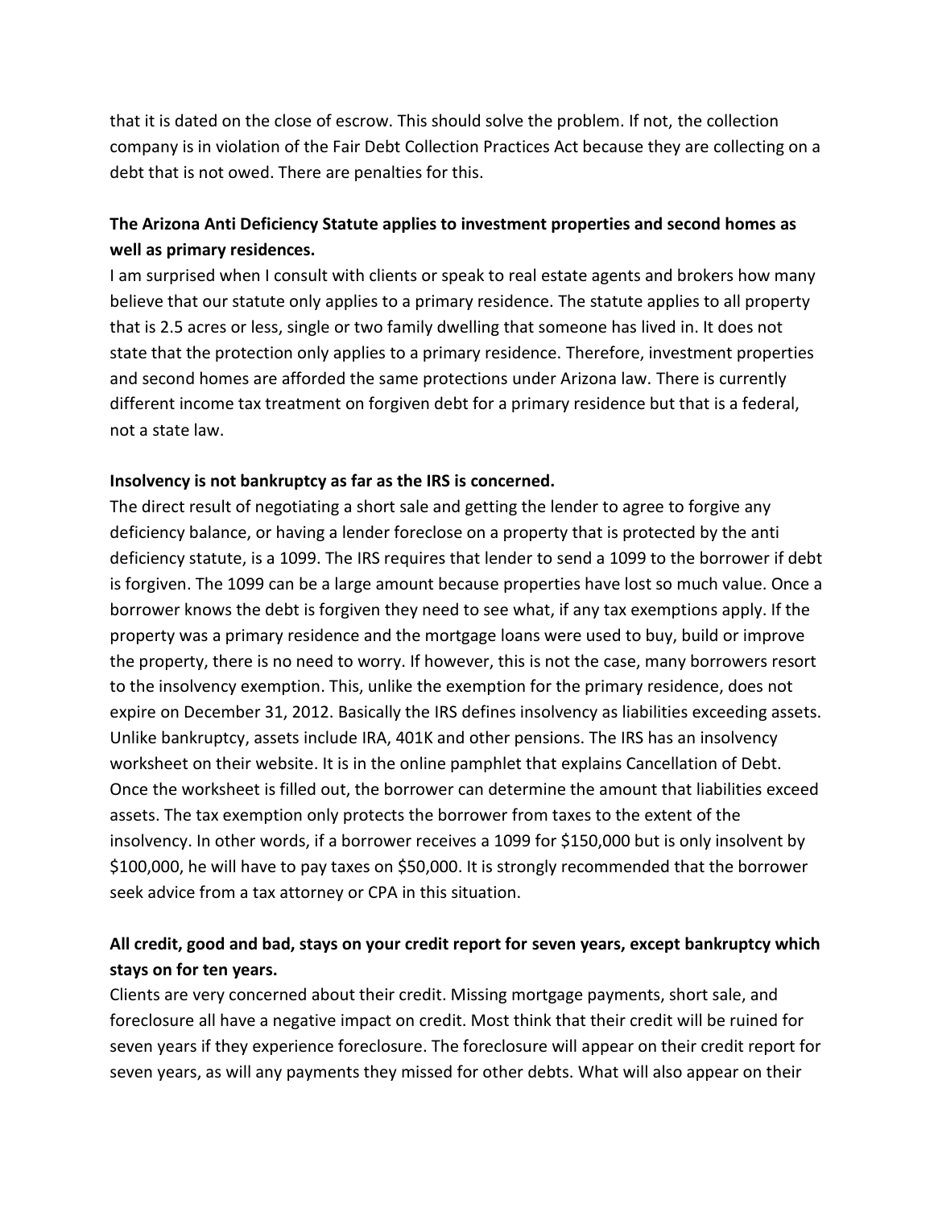that it is dated on the close of escrow. This should solve the problem. If not, the collection company is in violation of the Fair Debt Collection Practices Act because they are collecting on a debt that is not owed. There are penalties for this.

**The Arizona Anti Deficiency Statute applies to investment properties and second homes as well as primary residences.**

I am surprised when I consult with clients or speak to real estate agents and brokers how many believe that our statute only applies to a primary residence. The statute applies to all property that is 2.5 acres or less, single or two family dwelling that someone has lived in. It does not state that the protection only applies to a primary residence. Therefore, investment properties and second homes are afforded the same protections under Arizona law. There is currently different income tax treatment on forgiven debt for a primary residence but that is a federal, not a state law.

**Insolvency is not bankruptcy as far as the IRS is concerned.**

The direct result of negotiating a short sale and getting the lender to agree to forgive any deficiency balance, or having a lender foreclose on a property that is protected by the anti deficiency statute, is a 1099. The IRS requires that lender to send a 1099 to the borrower if debt is forgiven. The 1099 can be a large amount because properties have lost so much value. Once a borrower knows the debt is forgiven they need to see what, if any tax exemptions apply. If the property was a primary residence and the mortgage loans were used to buy, build or improve the property, there is no need to worry. If however, this is not the case, many borrowers resort to the insolvency exemption. This, unlike the exemption for the primary residence, does not expire on December 31, 2012. Basically the IRS defines insolvency as liabilities exceeding assets. Unlike bankruptcy, assets include IRA, 401K and other pensions. The IRS has an insolvency worksheet on their website. It is in the online pamphlet that explains Cancellation of Debt. Once the worksheet is filled out, the borrower can determine the amount that liabilities exceed assets. The tax exemption only protects the borrower from taxes to the extent of the insolvency. In other words, if a borrower receives a 1099 for $150,000 but is only insolvent by $100,000, he will have to pay taxes on $50,000. It is strongly recommended that the borrower seek advice from a tax attorney or CPA in this situation.

**All credit, good and bad, stays on your credit report for seven years, except bankruptcy which stays on for ten years.**

Clients are very concerned about their credit. Missing mortgage payments, short sale, and foreclosure all have a negative impact on credit. Most think that their credit will be ruined for seven years if they experience foreclosure. The foreclosure will appear on their credit report for seven years, as will any payments they missed for other debts. What will also appear on their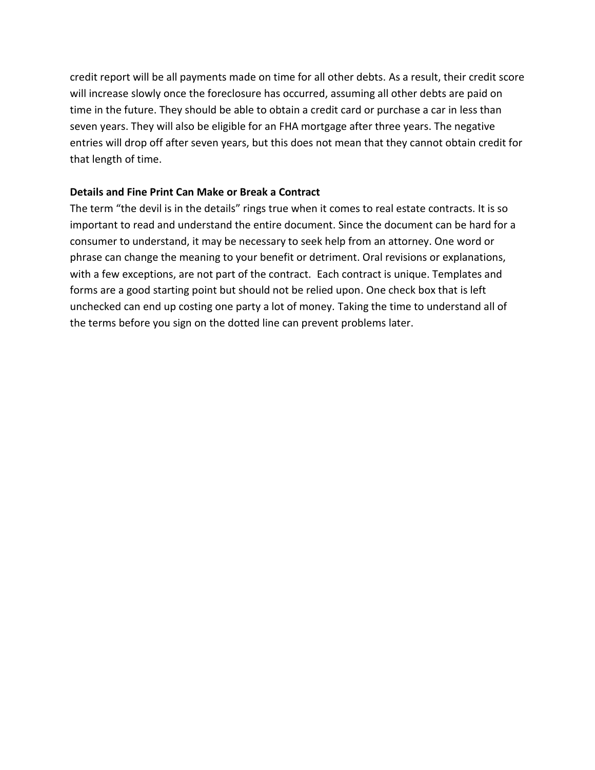credit report will be all payments made on time for all other debts. As a result, their credit score will increase slowly once the foreclosure has occurred, assuming all other debts are paid on time in the future. They should be able to obtain a credit card or purchase a car in less than seven years. They will also be eligible for an FHA mortgage after three years. The negative entries will drop off after seven years, but this does not mean that they cannot obtain credit for that length of time.

**Details and Fine Print Can Make or Break a Contract**

The term "the devil is in the details" rings true when it comes to real estate contracts. It is so important to read and understand the entire document. Since the document can be hard for a consumer to understand, it may be necessary to seek help from an attorney. One word or phrase can change the meaning to your benefit or detriment. Oral revisions or explanations, with a few exceptions, are not part of the contract. Each contract is unique. Templates and forms are a good starting point but should not be relied upon. One check box that is left unchecked can end up costing one party a lot of money. Taking the time to understand all of the terms before you sign on the dotted line can prevent problems later.